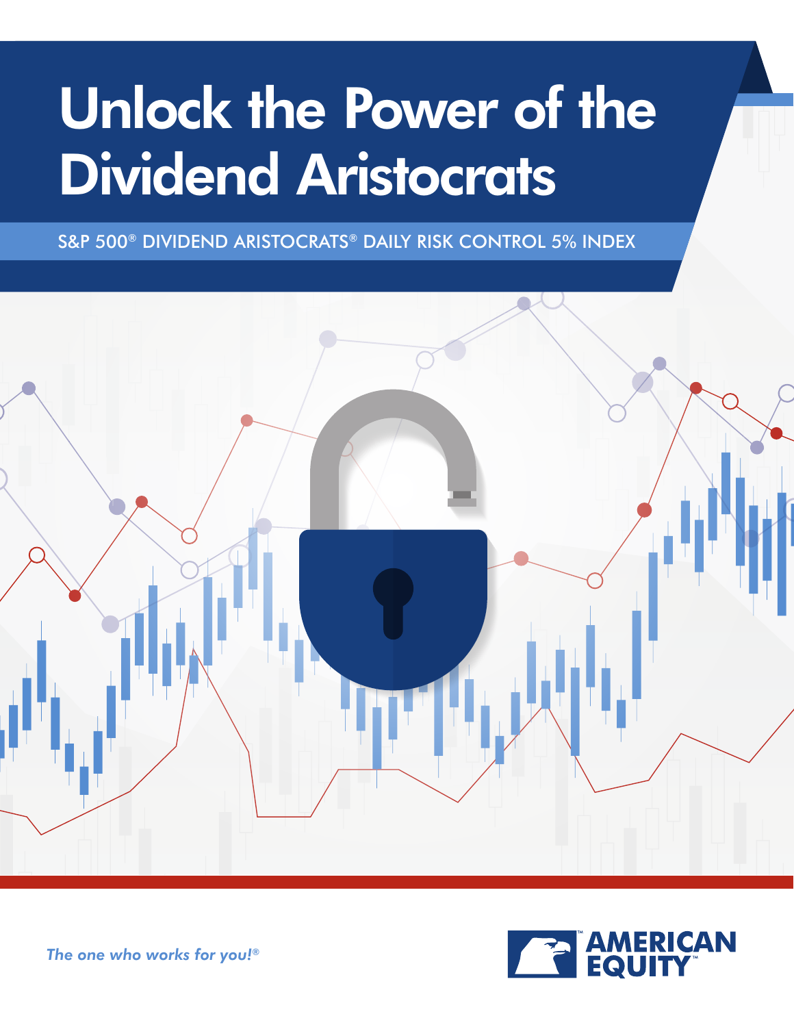# Unlock the Power of the Dividend Aristocrats

## S&P 500® DIVIDEND ARISTOCRATS® DAILY RISK CONTROL 5% INDEX

*The one who works for you!®*

AMERICAN EQUITY™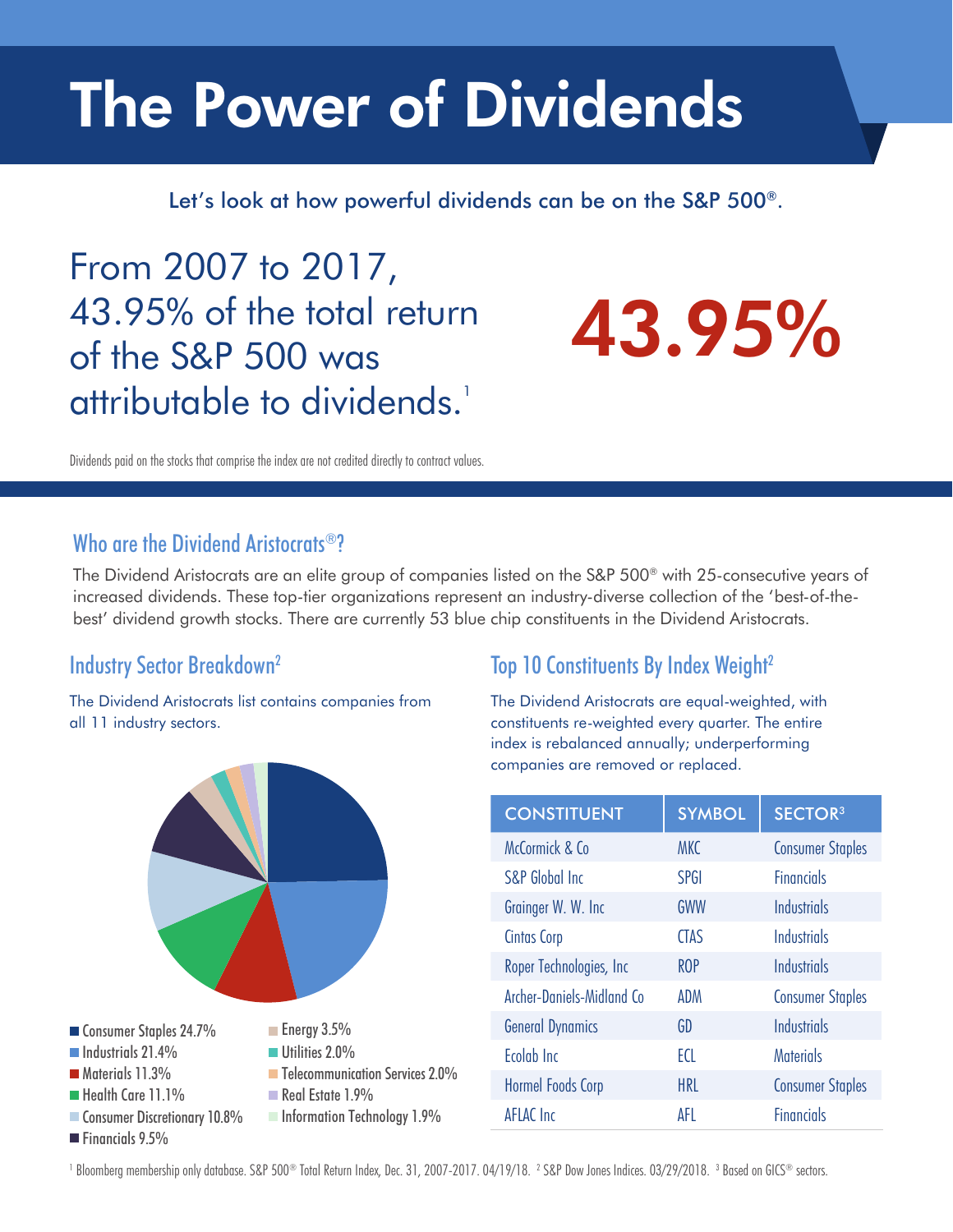# The Power of Dividends

Let's look at how powerful dividends can be on the S&P 500®.

From 2007 to 2017, 43.95% of the total return of the S&P 500 was attributable to dividends.[1]

**43.95%**

Dividends paid on the stocks that comprise the index are not credited directly to contract values.

## Who are the Dividend Aristocrats®?

The Dividend Aristocrats are an elite group of companies listed on the S&P 500® with 25-consecutive years of increased dividends. These top-tier organizations represent an industry-diverse collection of the 'best-of-the-best' dividend growth stocks. There are currently 53 blue chip constituents in the Dividend Aristocrats.

### Industry Sector Breakdown[2]

The Dividend Aristocrats list contains companies from all 11 industry sectors.

- Consumer Staples 24.7%
- Industrials 21.4%
- Materials 11.3%
- Health Care 11.1%
- Consumer Discretionary 10.8%
- Financials 9.5%
- Energy 3.5%
- Utilities 2.0%
- Telecommunication Services 2.0%
- Real Estate 1.9%
- Information Technology 1.9%

### Top 10 Constituents By Index Weight[2]

The Dividend Aristocrats are equal-weighted, with constituents re-weighted every quarter. The entire index is rebalanced annually; underperforming companies are removed or replaced.

| CONSTITUENT | SYMBOL | SECTOR[3] |
|---|---|---|
| McCormick & Co | MKC | Consumer Staples |
| S&P Global Inc | SPGI | Financials |
| Grainger W. W. Inc | GWW | Industrials |
| Cintas Corp | CTAS | Industrials |
| Roper Technologies, Inc | ROP | Industrials |
| Archer-Daniels-Midland Co | ADM | Consumer Staples |
| General Dynamics | GD | Industrials |
| Ecolab Inc | ECL | Materials |
| Hormel Foods Corp | HRL | Consumer Staples |
| AFLAC Inc | AFL | Financials |

[1] Bloomberg membership only database. S&P 500® Total Return Index, Dec. 31, 2007-2017. 04/19/18. [2] S&P Dow Jones Indices. 03/29/2018. [3] Based on GICS® sectors.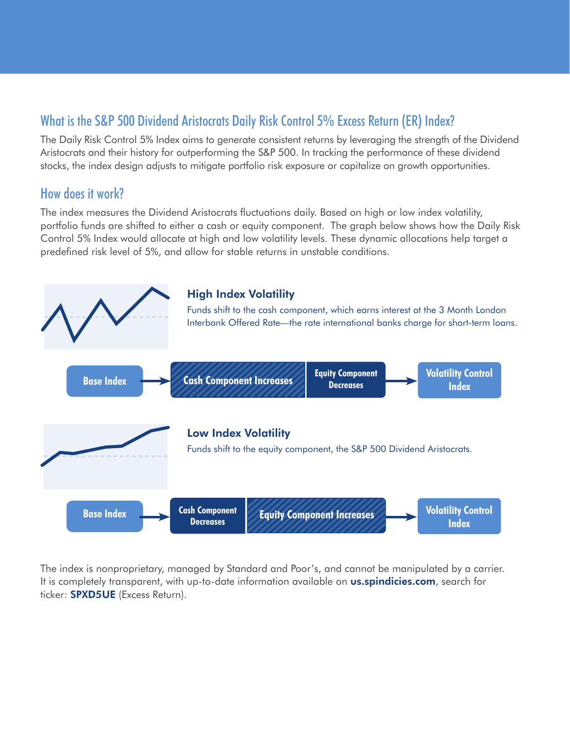## What is the S&P 500 Dividend Aristocrats Daily Risk Control 5% Excess Return (ER) Index?

The Daily Risk Control 5% Index aims to generate consistent returns by leveraging the strength of the Dividend Aristocrats and their history for outperforming the S&P 500. In tracking the performance of these dividend stocks, the index design adjusts to mitigate portfolio risk exposure or capitalize on growth opportunities.

## How does it work?

The index measures the Dividend Aristocrats fluctuations daily. Based on high or low index volatility, portfolio funds are shifted to either a cash or equity component. The graph below shows how the Daily Risk Control 5% Index would allocate at high and low volatility levels. These dynamic allocations help target a predefined risk level of 5%, and allow for stable returns in unstable conditions.

### High Index Volatility

Funds shift to the cash component, which earns interest at the 3 Month London Interbank Offered Rate—the rate international banks charge for short-term loans.

Base Index → Cash Component Increases | Equity Component Decreases → Volatility Control Index

### Low Index Volatility

Funds shift to the equity component, the S&P 500 Dividend Aristocrats.

Base Index → Cash Component Decreases | Equity Component Increases → Volatility Control Index

The index is nonproprietary, managed by Standard and Poor's, and cannot be manipulated by a carrier. It is completely transparent, with up-to-date information available on **us.spindicies.com**, search for ticker: **SPXD5UE** (Excess Return).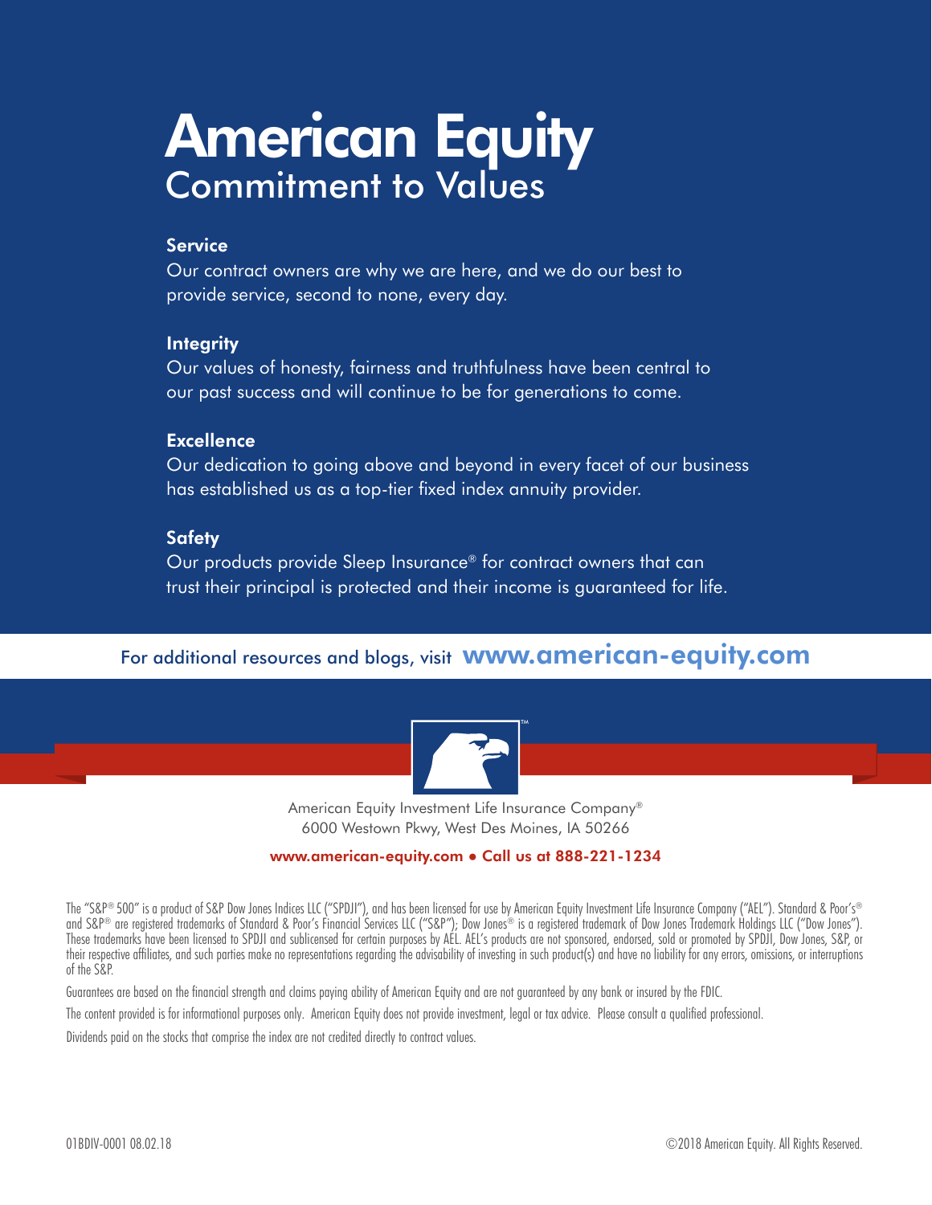# American Equity

## Commitment to Values

### Service

Our contract owners are why we are here, and we do our best to provide service, second to none, every day.

### Integrity

Our values of honesty, fairness and truthfulness have been central to our past success and will continue to be for generations to come.

### Excellence

Our dedication to going above and beyond in every facet of our business has established us as a top-tier fixed index annuity provider.

### Safety

Our products provide Sleep Insurance® for contract owners that can trust their principal is protected and their income is guaranteed for life.

For additional resources and blogs, visit **www.american-equity.com**

American Equity Investment Life Insurance Company®
6000 Westown Pkwy, West Des Moines, IA 50266

**www.american-equity.com • Call us at 888-221-1234**

The "S&P® 500" is a product of S&P Dow Jones Indices LLC ("SPDJI"), and has been licensed for use by American Equity Investment Life Insurance Company ("AEL"). Standard & Poor's® and S&P® are registered trademarks of Standard & Poor's Financial Services LLC ("S&P"); Dow Jones® is a registered trademark of Dow Jones Trademark Holdings LLC ("Dow Jones"). These trademarks have been licensed to SPDJI and sublicensed for certain purposes by AEL. AEL's products are not sponsored, endorsed, sold or promoted by SPDJI, Dow Jones, S&P, or their respective affiliates, and such parties make no representations regarding the advisability of investing in such product(s) and have no liability for any errors, omissions, or interruptions of the S&P.

Guarantees are based on the financial strength and claims paying ability of American Equity and are not guaranteed by any bank or insured by the FDIC.

The content provided is for informational purposes only. American Equity does not provide investment, legal or tax advice. Please consult a qualified professional.

Dividends paid on the stocks that comprise the index are not credited directly to contract values.

01BDIV-0001 08.02.18

©2018 American Equity. All Rights Reserved.